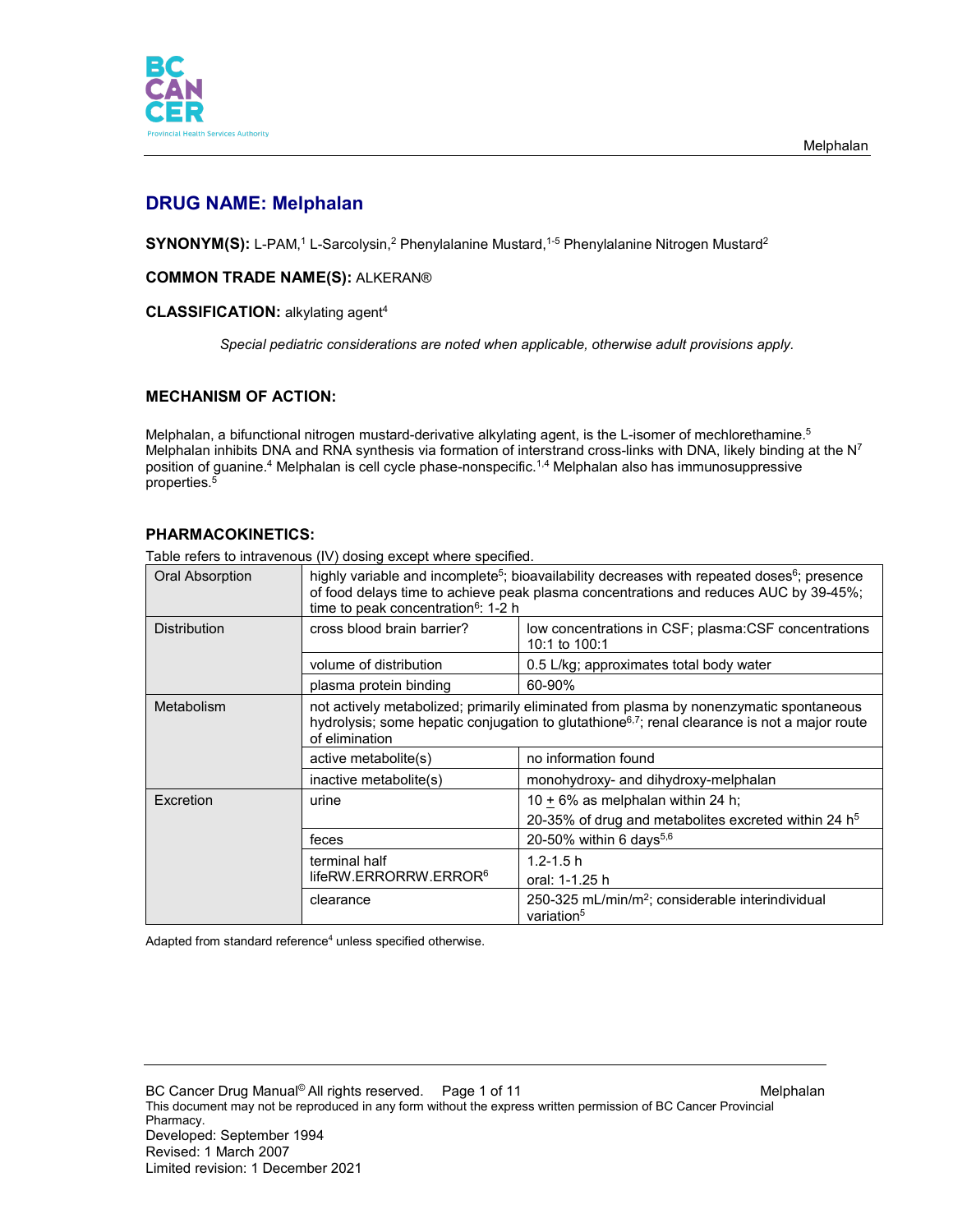# DRUG NAME: Melphalan

**SYNONYM(S):** L-PAM,[1] L-Sarcolysin,[2] Phenylalanine Mustard,[1-5] Phenylalanine Nitrogen Mustard[2]

**COMMON TRADE NAME(S):** ALKERAN®

**CLASSIFICATION:** alkylating agent[4]

*Special pediatric considerations are noted when applicable, otherwise adult provisions apply.*

## MECHANISM OF ACTION:

Melphalan, a bifunctional nitrogen mustard-derivative alkylating agent, is the L-isomer of mechlorethamine.[5] Melphalan inhibits DNA and RNA synthesis via formation of interstrand cross-links with DNA, likely binding at the $N^7$ position of guanine.[4] Melphalan is cell cycle phase-nonspecific.[1,4] Melphalan also has immunosuppressive properties.[5]

## PHARMACOKINETICS:

Table refers to intravenous (IV) dosing except where specified.

| | | |
|---|---|---|
| Oral Absorption | highly variable and incomplete[5]; bioavailability decreases with repeated doses[6]; presence of food delays time to achieve peak plasma concentrations and reduces AUC by 39-45%; time to peak concentration[6]: 1-2 h | |
| Distribution | cross blood brain barrier? | low concentrations in CSF; plasma:CSF concentrations 10:1 to 100:1 |
| | volume of distribution | 0.5 L/kg; approximates total body water |
| | plasma protein binding | 60-90% |
| Metabolism | not actively metabolized; primarily eliminated from plasma by nonenzymatic spontaneous hydrolysis; some hepatic conjugation to glutathione[6,7]; renal clearance is not a major route of elimination | |
| | active metabolite(s) | no information found |
| | inactive metabolite(s) | monohydroxy- and dihydroxy-melphalan |
| Excretion | urine | 10 ± 6% as melphalan within 24 h; 20-35% of drug and metabolites excreted within 24 h[5] |
| | feces | 20-50% within 6 days[5,6] |
| | terminal half lifeRW.ERRORRW.ERROR[6] | 1.2-1.5 h; oral: 1-1.25 h |
| | clearance | 250-325 mL/min/$m^2$; considerable interindividual variation[5] |

Adapted from standard reference[4] unless specified otherwise.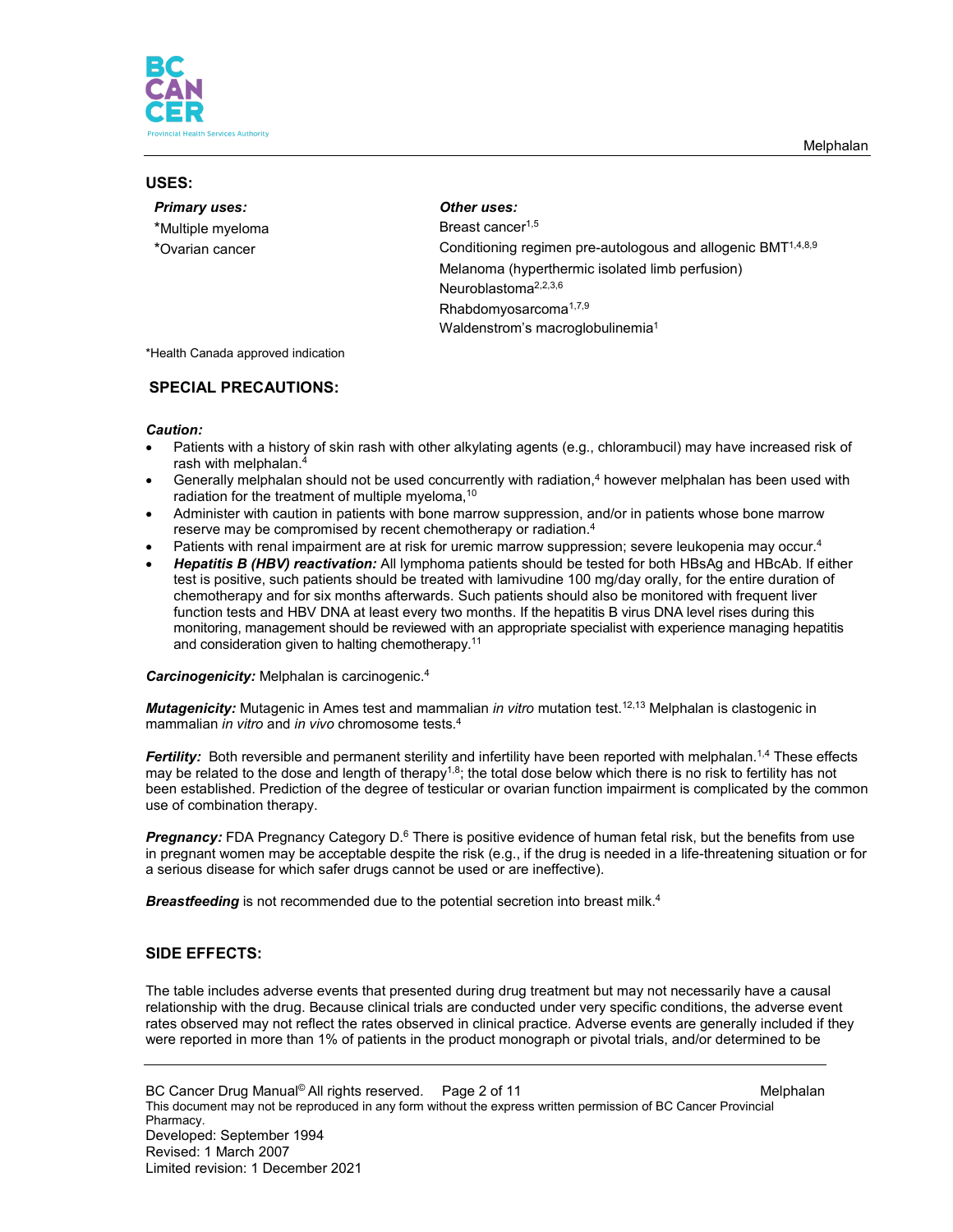## USES:

***Primary uses:***

*Multiple myeloma
*Ovarian cancer

***Other uses:***

Breast cancer[1,5]
Conditioning regimen pre-autologous and allogenic BMT[1,4,8,9]
Melanoma (hyperthermic isolated limb perfusion)
Neuroblastoma[2,2,3,6]
Rhabdomyosarcoma[1,7,9]
Waldenstrom's macroglobulinemia[1]

*Health Canada approved indication

## SPECIAL PRECAUTIONS:

***Caution:***

- Patients with a history of skin rash with other alkylating agents (e.g., chlorambucil) may have increased risk of rash with melphalan.[4]
- Generally melphalan should not be used concurrently with radiation,[4] however melphalan has been used with radiation for the treatment of multiple myeloma,[10]
- Administer with caution in patients with bone marrow suppression, and/or in patients whose bone marrow reserve may be compromised by recent chemotherapy or radiation.[4]
- Patients with renal impairment are at risk for uremic marrow suppression; severe leukopenia may occur.[4]
- ***Hepatitis B (HBV) reactivation:*** All lymphoma patients should be tested for both HBsAg and HBcAb. If either test is positive, such patients should be treated with lamivudine 100 mg/day orally, for the entire duration of chemotherapy and for six months afterwards. Such patients should also be monitored with frequent liver function tests and HBV DNA at least every two months. If the hepatitis B virus DNA level rises during this monitoring, management should be reviewed with an appropriate specialist with experience managing hepatitis and consideration given to halting chemotherapy.[11]

***Carcinogenicity:*** Melphalan is carcinogenic.[4]

***Mutagenicity:*** Mutagenic in Ames test and mammalian *in vitro* mutation test.[12,13] Melphalan is clastogenic in mammalian *in vitro* and *in vivo* chromosome tests.[4]

***Fertility:*** Both reversible and permanent sterility and infertility have been reported with melphalan.[1,4] These effects may be related to the dose and length of therapy[1,8]; the total dose below which there is no risk to fertility has not been established. Prediction of the degree of testicular or ovarian function impairment is complicated by the common use of combination therapy.

***Pregnancy:*** FDA Pregnancy Category D.[6] There is positive evidence of human fetal risk, but the benefits from use in pregnant women may be acceptable despite the risk (e.g., if the drug is needed in a life-threatening situation or for a serious disease for which safer drugs cannot be used or are ineffective).

***Breastfeeding*** is not recommended due to the potential secretion into breast milk.[4]

## SIDE EFFECTS:

The table includes adverse events that presented during drug treatment but may not necessarily have a causal relationship with the drug. Because clinical trials are conducted under very specific conditions, the adverse event rates observed may not reflect the rates observed in clinical practice. Adverse events are generally included if they were reported in more than 1% of patients in the product monograph or pivotal trials, and/or determined to be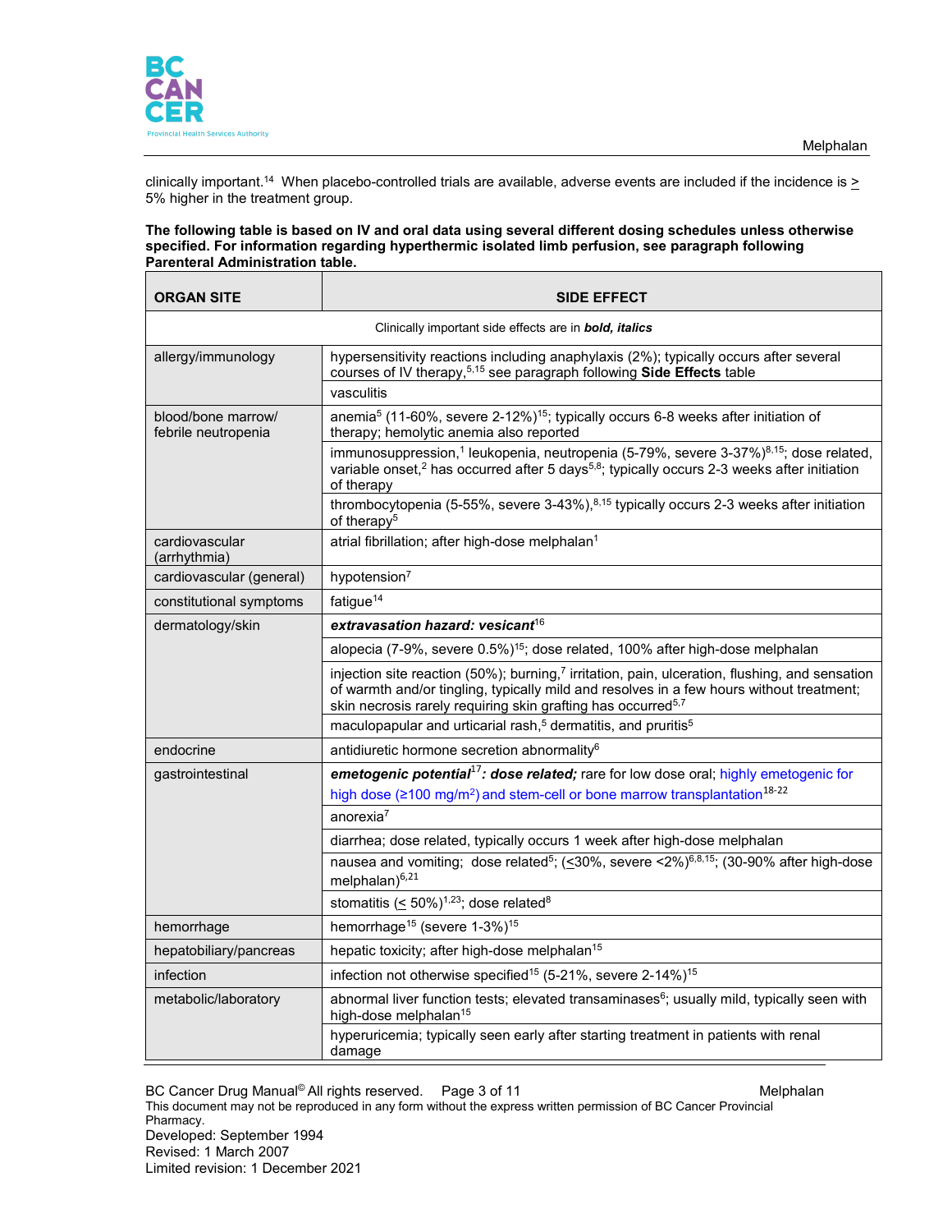clinically important.[14] When placebo-controlled trials are available, adverse events are included if the incidence is ≥ 5% higher in the treatment group.

**The following table is based on IV and oral data using several different dosing schedules unless otherwise specified. For information regarding hyperthermic isolated limb perfusion, see paragraph following Parenteral Administration table.**

| ORGAN SITE | SIDE EFFECT |
|---|---|
| Clinically important side effects are in ***bold, italics*** | |
| allergy/immunology | hypersensitivity reactions including anaphylaxis (2%); typically occurs after several courses of IV therapy,[5,15] see paragraph following **Side Effects** table |
| | vasculitis |
| blood/bone marrow/ febrile neutropenia | anemia[5] (11-60%, severe 2-12%)[15]; typically occurs 6-8 weeks after initiation of therapy; hemolytic anemia also reported |
| | immunosuppression,[1] leukopenia, neutropenia (5-79%, severe 3-37%)[8,15]; dose related, variable onset,[2] has occurred after 5 days[5,8]; typically occurs 2-3 weeks after initiation of therapy |
| | thrombocytopenia (5-55%, severe 3-43%),[8,15] typically occurs 2-3 weeks after initiation of therapy[5] |
| cardiovascular (arrhythmia) | atrial fibrillation; after high-dose melphalan[1] |
| cardiovascular (general) | hypotension[7] |
| constitutional symptoms | fatigue[14] |
| dermatology/skin | ***extravasation hazard: vesicant***[16] |
| | alopecia (7-9%, severe 0.5%)[15]; dose related, 100% after high-dose melphalan |
| | injection site reaction (50%); burning,[7] irritation, pain, ulceration, flushing, and sensation of warmth and/or tingling, typically mild and resolves in a few hours without treatment; skin necrosis rarely requiring skin grafting has occurred[5,7] |
| | maculopapular and urticarial rash,[5] dermatitis, and pruritis[5] |
| endocrine | antidiuretic hormone secretion abnormality[6] |
| gastrointestinal | ***emetogenic potential***[17]***: dose related;*** rare for low dose oral; highly emetogenic for high dose (≥100 mg/m²) and stem-cell or bone marrow transplantation[18-22] |
| | anorexia[7] |
| | diarrhea; dose related, typically occurs 1 week after high-dose melphalan |
| | nausea and vomiting; dose related[5]; (≤30%, severe <2%)[6,8,15]; (30-90% after high-dose melphalan)[6,21] |
| | stomatitis (≤ 50%)[1,23]; dose related[8] |
| hemorrhage | hemorrhage[15] (severe 1-3%)[15] |
| hepatobiliary/pancreas | hepatic toxicity; after high-dose melphalan[15] |
| infection | infection not otherwise specified[15] (5-21%, severe 2-14%)[15] |
| metabolic/laboratory | abnormal liver function tests; elevated transaminases[6]; usually mild, typically seen with high-dose melphalan[15] |
| | hyperuricemia; typically seen early after starting treatment in patients with renal damage |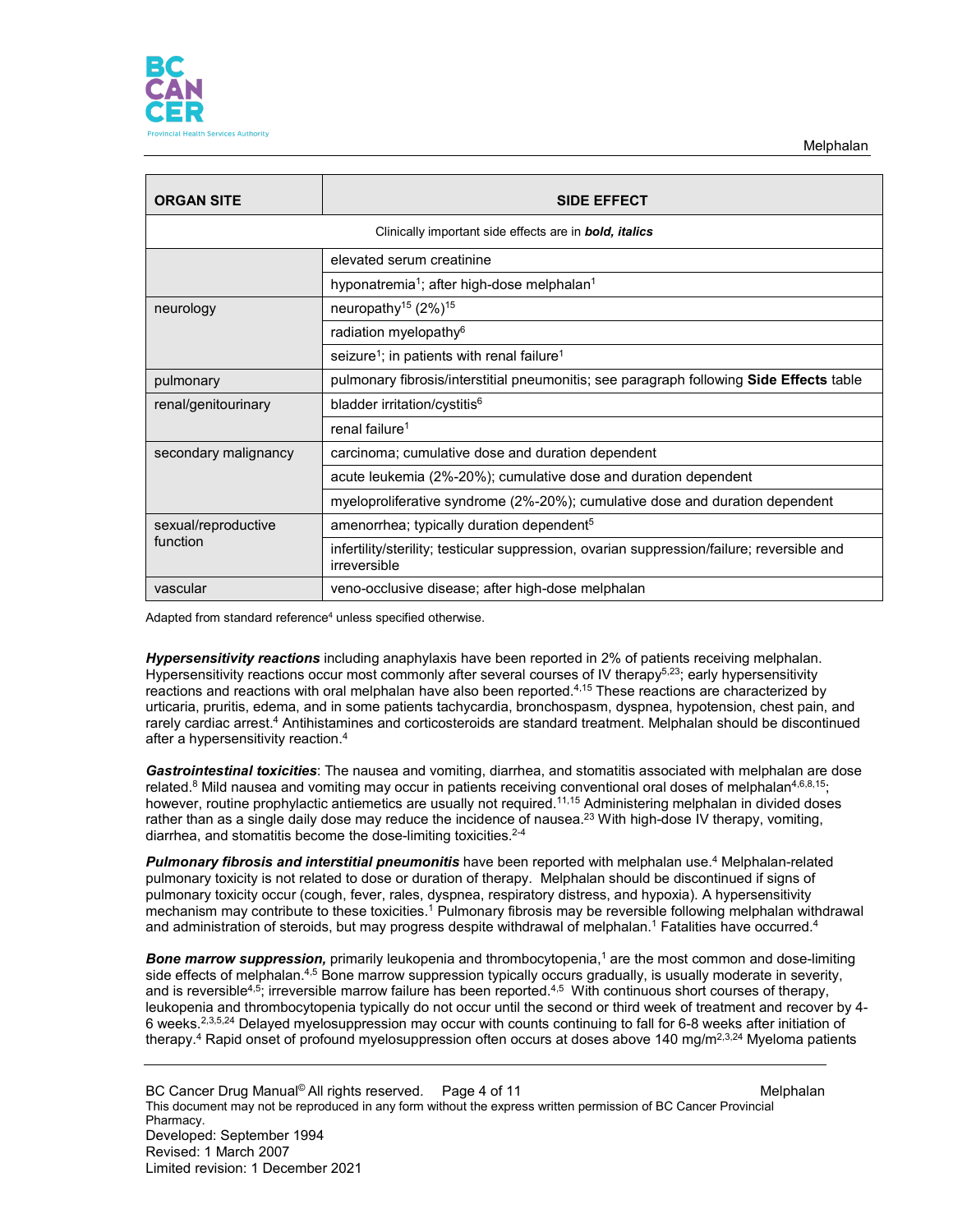| ORGAN SITE | SIDE EFFECT |
|---|---|
| Clinically important side effects are in ***bold, italics*** | |
| | elevated serum creatinine |
| | hyponatremia[1]; after high-dose melphalan[1] |
| neurology | neuropathy[15] (2%)[15] |
| | radiation myelopathy[6] |
| | seizure[1]; in patients with renal failure[1] |
| pulmonary | pulmonary fibrosis/interstitial pneumonitis; see paragraph following **Side Effects** table |
| renal/genitourinary | bladder irritation/cystitis[6] |
| | renal failure[1] |
| secondary malignancy | carcinoma; cumulative dose and duration dependent |
| | acute leukemia (2%-20%); cumulative dose and duration dependent |
| | myeloproliferative syndrome (2%-20%); cumulative dose and duration dependent |
| sexual/reproductive function | amenorrhea; typically duration dependent[5] |
| | infertility/sterility; testicular suppression, ovarian suppression/failure; reversible and irreversible |
| vascular | veno-occlusive disease; after high-dose melphalan |

Adapted from standard reference[4] unless specified otherwise.

***Hypersensitivity reactions*** including anaphylaxis have been reported in 2% of patients receiving melphalan. Hypersensitivity reactions occur most commonly after several courses of IV therapy[5,23]; early hypersensitivity reactions and reactions with oral melphalan have also been reported.[4,15] These reactions are characterized by urticaria, pruritis, edema, and in some patients tachycardia, bronchospasm, dyspnea, hypotension, chest pain, and rarely cardiac arrest.[4] Antihistamines and corticosteroids are standard treatment. Melphalan should be discontinued after a hypersensitivity reaction.[4]

***Gastrointestinal toxicities***: The nausea and vomiting, diarrhea, and stomatitis associated with melphalan are dose related.[8] Mild nausea and vomiting may occur in patients receiving conventional oral doses of melphalan[4,6,8,15]; however, routine prophylactic antiemetics are usually not required.[11,15] Administering melphalan in divided doses rather than as a single daily dose may reduce the incidence of nausea.[23] With high-dose IV therapy, vomiting, diarrhea, and stomatitis become the dose-limiting toxicities.[2-4]

***Pulmonary fibrosis and interstitial pneumonitis*** have been reported with melphalan use.[4] Melphalan-related pulmonary toxicity is not related to dose or duration of therapy. Melphalan should be discontinued if signs of pulmonary toxicity occur (cough, fever, rales, dyspnea, respiratory distress, and hypoxia). A hypersensitivity mechanism may contribute to these toxicities.[1] Pulmonary fibrosis may be reversible following melphalan withdrawal and administration of steroids, but may progress despite withdrawal of melphalan.[1] Fatalities have occurred.[4]

***Bone marrow suppression,*** primarily leukopenia and thrombocytopenia,[1] are the most common and dose-limiting side effects of melphalan.[4,5] Bone marrow suppression typically occurs gradually, is usually moderate in severity, and is reversible[4,5]; irreversible marrow failure has been reported.[4,5] With continuous short courses of therapy, leukopenia and thrombocytopenia typically do not occur until the second or third week of treatment and recover by 4-6 weeks.[2,3,5,24] Delayed myelosuppression may occur with counts continuing to fall for 6-8 weeks after initiation of therapy.[4] Rapid onset of profound myelosuppression often occurs at doses above 140 mg/m$^2$[2,3,24] Myeloma patients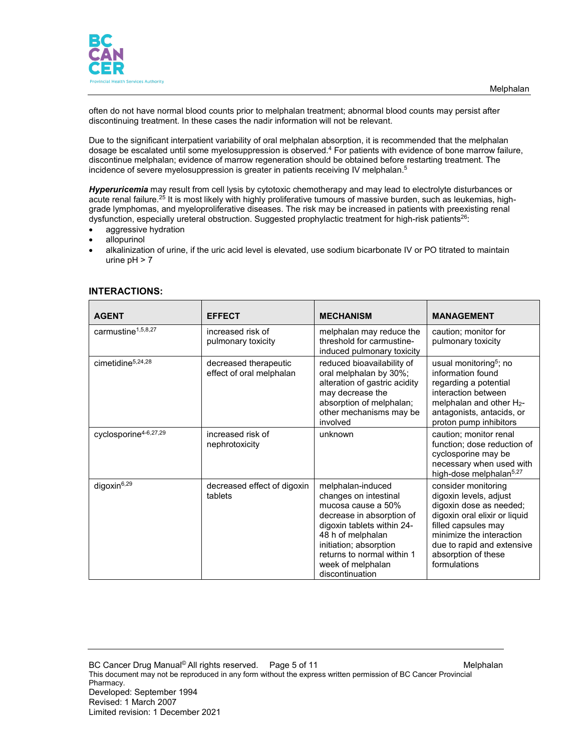often do not have normal blood counts prior to melphalan treatment; abnormal blood counts may persist after discontinuing treatment. In these cases the nadir information will not be relevant.

Due to the significant interpatient variability of oral melphalan absorption, it is recommended that the melphalan dosage be escalated until some myelosuppression is observed.[4] For patients with evidence of bone marrow failure, discontinue melphalan; evidence of marrow regeneration should be obtained before restarting treatment. The incidence of severe myelosuppression is greater in patients receiving IV melphalan.[5]

***Hyperuricemia*** may result from cell lysis by cytotoxic chemotherapy and may lead to electrolyte disturbances or acute renal failure.[25] It is most likely with highly proliferative tumours of massive burden, such as leukemias, high-grade lymphomas, and myeloproliferative diseases. The risk may be increased in patients with preexisting renal dysfunction, especially ureteral obstruction. Suggested prophylactic treatment for high-risk patients[26]:

- aggressive hydration
- allopurinol
- alkalinization of urine, if the uric acid level is elevated, use sodium bicarbonate IV or PO titrated to maintain urine pH > 7

## INTERACTIONS:

| AGENT | EFFECT | MECHANISM | MANAGEMENT |
|---|---|---|---|
| carmustine[1,5,8,27] | increased risk of pulmonary toxicity | melphalan may reduce the threshold for carmustine-induced pulmonary toxicity | caution; monitor for pulmonary toxicity |
| cimetidine[5,24,28] | decreased therapeutic effect of oral melphalan | reduced bioavailability of oral melphalan by 30%; alteration of gastric acidity may decrease the absorption of melphalan; other mechanisms may be involved | usual monitoring[5]; no information found regarding a potential interaction between melphalan and other $H_2$-antagonists, antacids, or proton pump inhibitors |
| cyclosporine[4-6,27,29] | increased risk of nephrotoxicity | unknown | caution; monitor renal function; dose reduction of cyclosporine may be necessary when used with high-dose melphalan[5,27] |
| digoxin[6,29] | decreased effect of digoxin tablets | melphalan-induced changes on intestinal mucosa cause a 50% decrease in absorption of digoxin tablets within 24-48 h of melphalan initiation; absorption returns to normal within 1 week of melphalan discontinuation | consider monitoring digoxin levels, adjust digoxin dose as needed; digoxin oral elixir or liquid filled capsules may minimize the interaction due to rapid and extensive absorption of these formulations |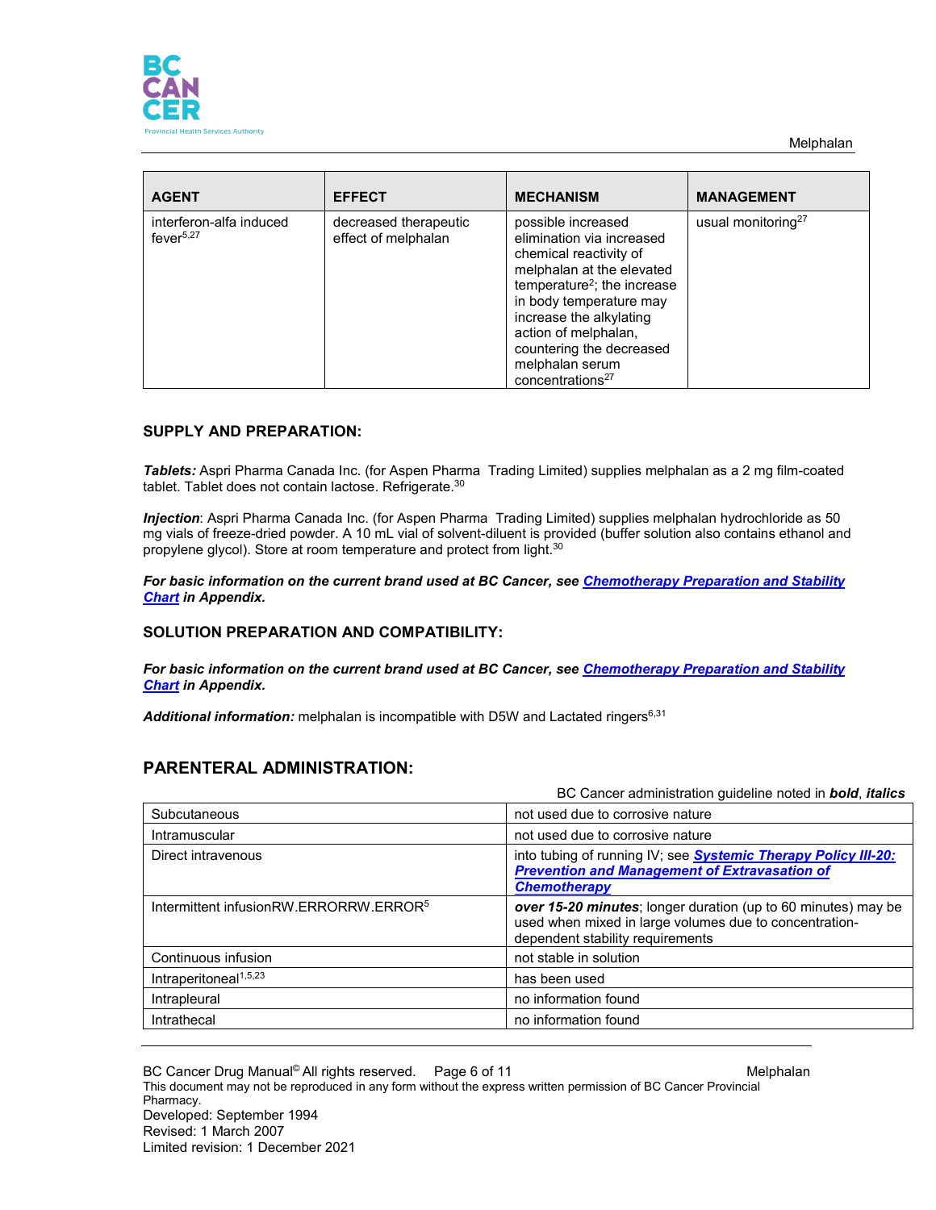| AGENT | EFFECT | MECHANISM | MANAGEMENT |
|---|---|---|---|
| interferon-alfa induced fever[5,27] | decreased therapeutic effect of melphalan | possible increased elimination via increased chemical reactivity of melphalan at the elevated temperature[2]; the increase in body temperature may increase the alkylating action of melphalan, countering the decreased melphalan serum concentrations[27] | usual monitoring[27] |

## SUPPLY AND PREPARATION:

***Tablets:*** Aspri Pharma Canada Inc. (for Aspen Pharma Trading Limited) supplies melphalan as a 2 mg film-coated tablet. Tablet does not contain lactose. Refrigerate.[30]

***Injection***: Aspri Pharma Canada Inc. (for Aspen Pharma Trading Limited) supplies melphalan hydrochloride as 50 mg vials of freeze-dried powder. A 10 mL vial of solvent-diluent is provided (buffer solution also contains ethanol and propylene glycol). Store at room temperature and protect from light.[30]

***For basic information on the current brand used at BC Cancer, see Chemotherapy Preparation and Stability Chart in Appendix.***

## SOLUTION PREPARATION AND COMPATIBILITY:

***For basic information on the current brand used at BC Cancer, see Chemotherapy Preparation and Stability Chart in Appendix.***

***Additional information:*** melphalan is incompatible with D5W and Lactated ringers[6,31]

## PARENTERAL ADMINISTRATION:

BC Cancer administration guideline noted in ***bold, italics***

| | |
|---|---|
| Subcutaneous | not used due to corrosive nature |
| Intramuscular | not used due to corrosive nature |
| Direct intravenous | into tubing of running IV; see ***Systemic Therapy Policy III-20: Prevention and Management of Extravasation of Chemotherapy*** |
| Intermittent infusionRW.ERRORRW.ERROR[5] | ***over 15-20 minutes***; longer duration (up to 60 minutes) may be used when mixed in large volumes due to concentration-dependent stability requirements |
| Continuous infusion | not stable in solution |
| Intraperitoneal[1,5,23] | has been used |
| Intrapleural | no information found |
| Intrathecal | no information found |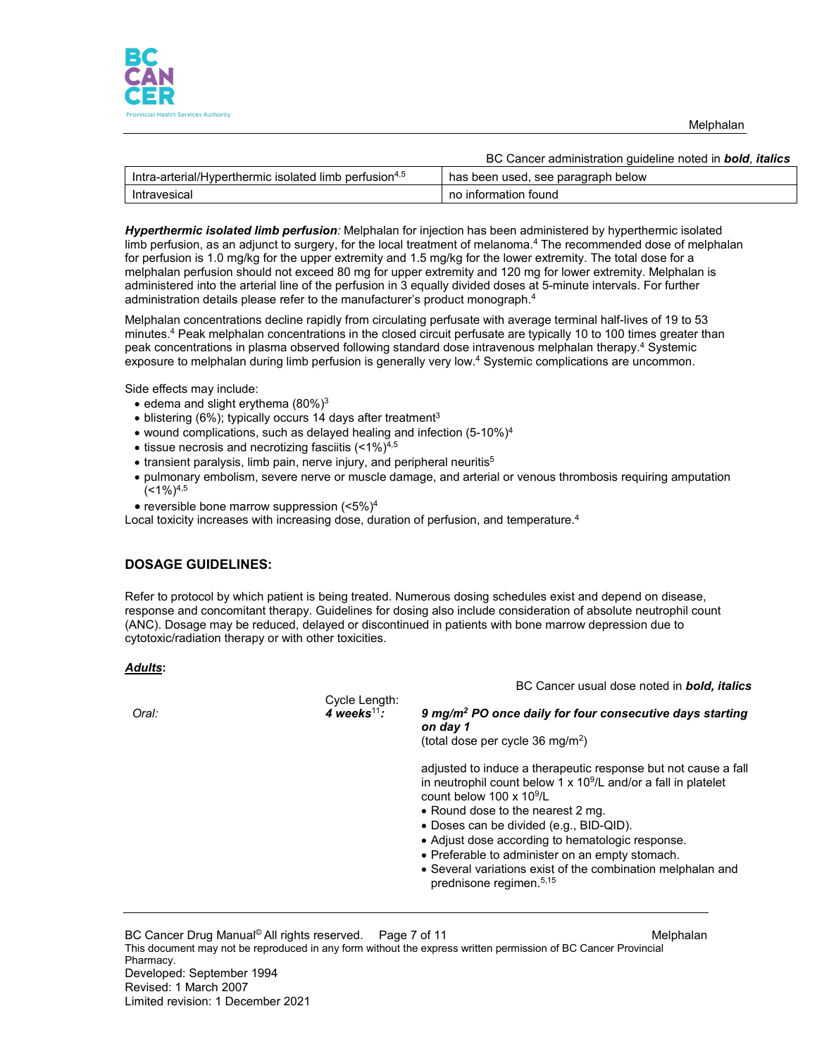BC Cancer administration guideline noted in ***bold, italics***

| | |
|---|---|
| Intra-arterial/Hyperthermic isolated limb perfusion[4,5] | has been used, see paragraph below |
| Intravesical | no information found |

***Hyperthermic isolated limb perfusion****:* Melphalan for injection has been administered by hyperthermic isolated limb perfusion, as an adjunct to surgery, for the local treatment of melanoma.[4] The recommended dose of melphalan for perfusion is 1.0 mg/kg for the upper extremity and 1.5 mg/kg for the lower extremity. The total dose for a melphalan perfusion should not exceed 80 mg for upper extremity and 120 mg for lower extremity. Melphalan is administered into the arterial line of the perfusion in 3 equally divided doses at 5-minute intervals. For further administration details please refer to the manufacturer's product monograph.[4]

Melphalan concentrations decline rapidly from circulating perfusate with average terminal half-lives of 19 to 53 minutes.[4] Peak melphalan concentrations in the closed circuit perfusate are typically 10 to 100 times greater than peak concentrations in plasma observed following standard dose intravenous melphalan therapy.[4] Systemic exposure to melphalan during limb perfusion is generally very low.[4] Systemic complications are uncommon.

Side effects may include:

- edema and slight erythema (80%)[3]
- blistering (6%); typically occurs 14 days after treatment[3]
- wound complications, such as delayed healing and infection (5-10%)[4]
- tissue necrosis and necrotizing fasciitis (<1%)[4,5]
- transient paralysis, limb pain, nerve injury, and peripheral neuritis[5]
- pulmonary embolism, severe nerve or muscle damage, and arterial or venous thrombosis requiring amputation (<1%)[4,5]
- reversible bone marrow suppression (<5%)[4]

Local toxicity increases with increasing dose, duration of perfusion, and temperature.[4]

## DOSAGE GUIDELINES:

Refer to protocol by which patient is being treated. Numerous dosing schedules exist and depend on disease, response and concomitant therapy. Guidelines for dosing also include consideration of absolute neutrophil count (ANC). Dosage may be reduced, delayed or discontinued in patients with bone marrow depression due to cytotoxic/radiation therapy or with other toxicities.

***Adults*:**

BC Cancer usual dose noted in ***bold, italics***

| | | |
|---|---|---|
| *Oral:* | Cycle Length: ***4 weeks***[11]***:*** | ***9 mg/m² PO once daily for four consecutive days starting on day 1*** (total dose per cycle 36 mg/m²) |
| | | adjusted to induce a therapeutic response but not cause a fall in neutrophil count below 1 x $10^9$/L and/or a fall in platelet count below 100 x $10^9$/L<br>• Round dose to the nearest 2 mg.<br>• Doses can be divided (e.g., BID-QID).<br>• Adjust dose according to hematologic response.<br>• Preferable to administer on an empty stomach.<br>• Several variations exist of the combination melphalan and prednisone regimen.[5,15] |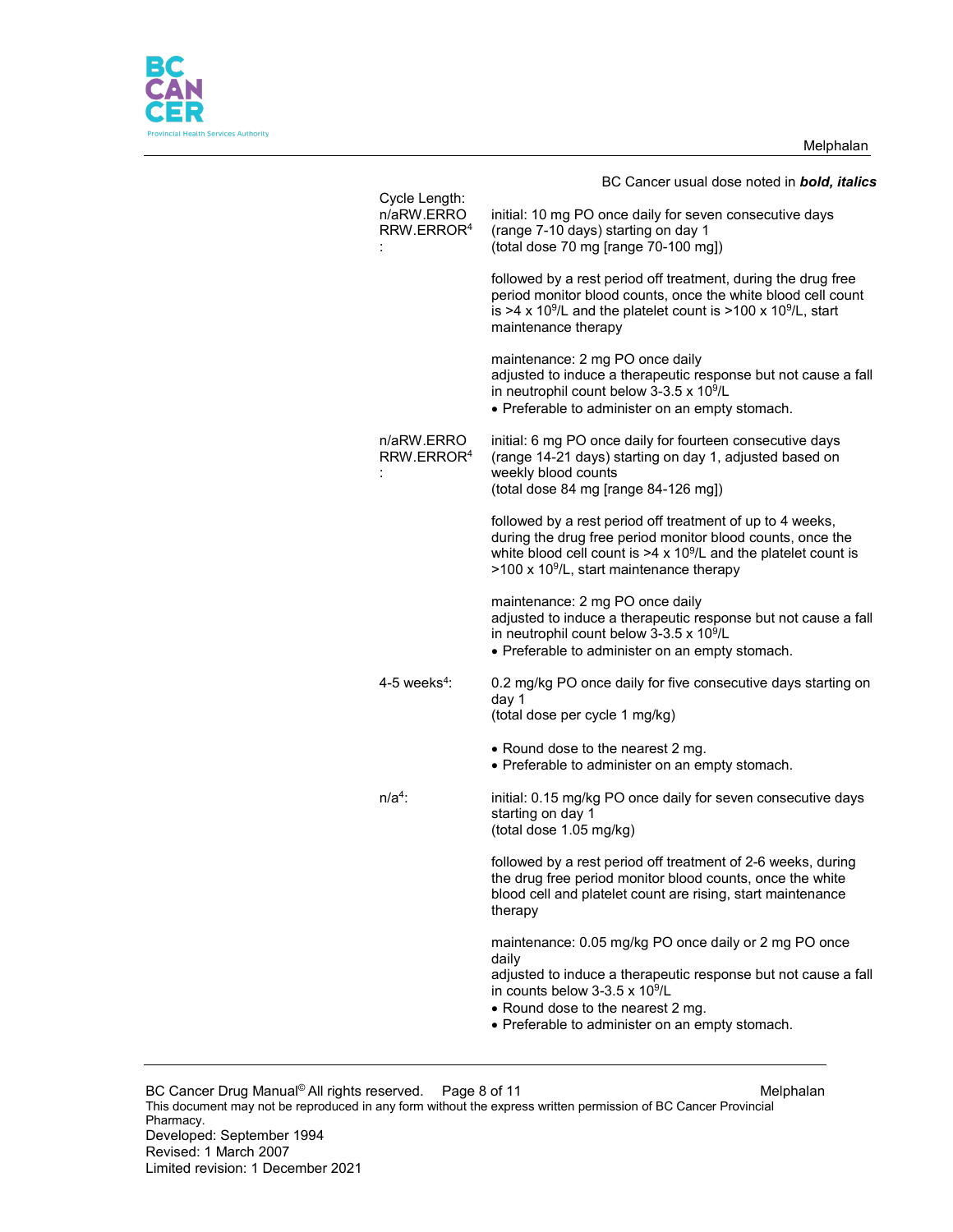BC Cancer usual dose noted in ***bold, italics***

| Cycle Length: | |
|---|---|
| n/aRW.ERRO RRW.ERROR[4]: | initial: 10 mg PO once daily for seven consecutive days (range 7-10 days) starting on day 1<br>(total dose 70 mg [range 70-100 mg])<br><br>followed by a rest period off treatment, during the drug free period monitor blood counts, once the white blood cell count is >4 x $10^9$/L and the platelet count is >100 x $10^9$/L, start maintenance therapy<br><br>maintenance: 2 mg PO once daily<br>adjusted to induce a therapeutic response but not cause a fall in neutrophil count below 3-3.5 x $10^9$/L<br>• Preferable to administer on an empty stomach. |
| n/aRW.ERRO RRW.ERROR[4]: | initial: 6 mg PO once daily for fourteen consecutive days (range 14-21 days) starting on day 1, adjusted based on weekly blood counts<br>(total dose 84 mg [range 84-126 mg])<br><br>followed by a rest period off treatment of up to 4 weeks, during the drug free period monitor blood counts, once the white blood cell count is >4 x $10^9$/L and the platelet count is >100 x $10^9$/L, start maintenance therapy<br><br>maintenance: 2 mg PO once daily<br>adjusted to induce a therapeutic response but not cause a fall in neutrophil count below 3-3.5 x $10^9$/L<br>• Preferable to administer on an empty stomach. |
| 4-5 weeks[4]: | 0.2 mg/kg PO once daily for five consecutive days starting on day 1<br>(total dose per cycle 1 mg/kg)<br><br>• Round dose to the nearest 2 mg.<br>• Preferable to administer on an empty stomach. |
| n/a[4]: | initial: 0.15 mg/kg PO once daily for seven consecutive days starting on day 1<br>(total dose 1.05 mg/kg)<br><br>followed by a rest period off treatment of 2-6 weeks, during the drug free period monitor blood counts, once the white blood cell and platelet count are rising, start maintenance therapy<br><br>maintenance: 0.05 mg/kg PO once daily or 2 mg PO once daily<br>adjusted to induce a therapeutic response but not cause a fall in counts below 3-3.5 x $10^9$/L<br>• Round dose to the nearest 2 mg.<br>• Preferable to administer on an empty stomach. |

BC Cancer Drug Manual© All rights reserved.
This document may not be reproduced in any form without the express written permission of BC Cancer Provincial Pharmacy.
Developed: September 1994
Revised: 1 March 2007
Limited revision: 1 December 2021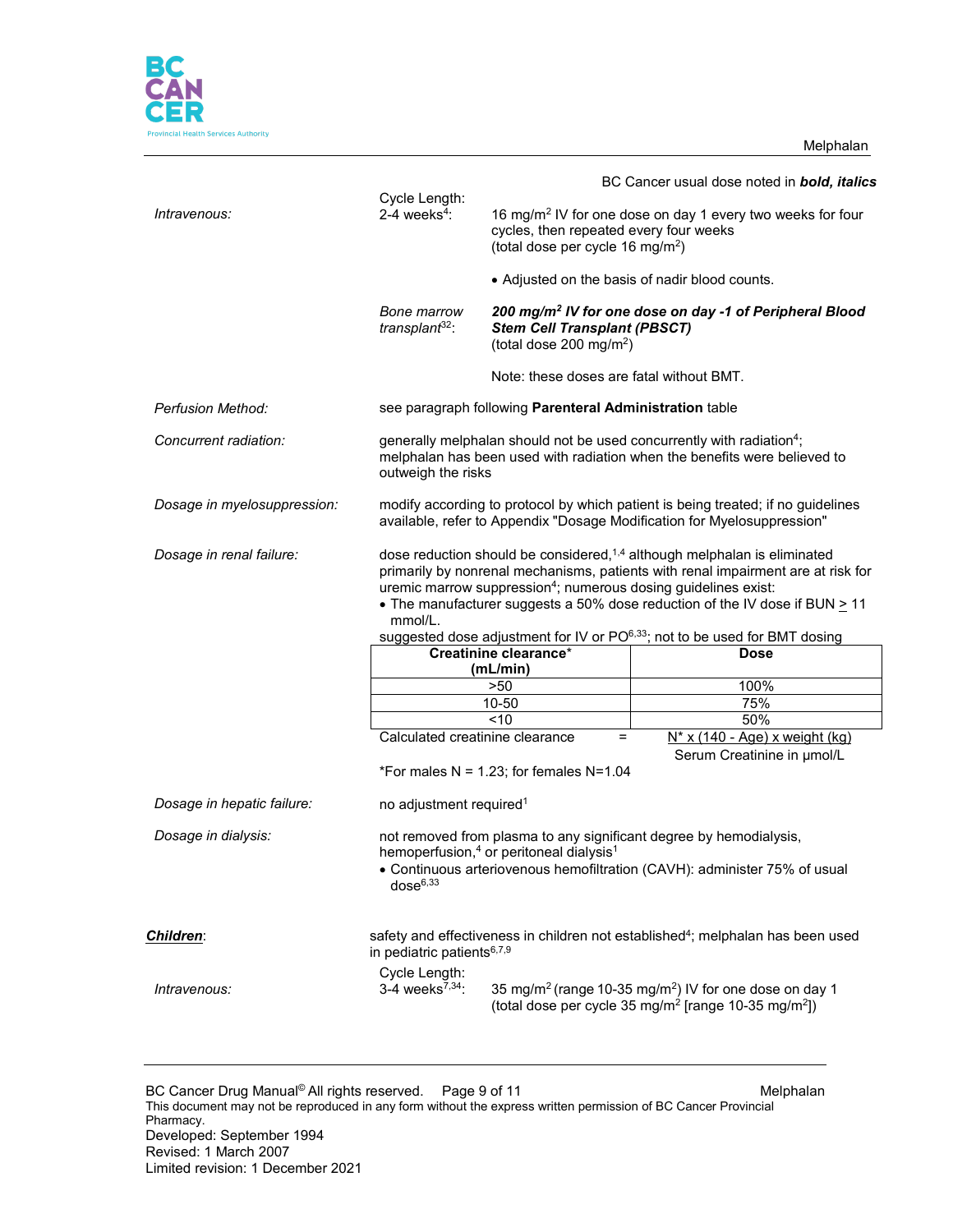BC Cancer usual dose noted in ***bold, italics***

*Intravenous:*

Cycle Length: 2-4 weeks[4]: 16 mg/m$^2$ IV for one dose on day 1 every two weeks for four cycles, then repeated every four weeks (total dose per cycle 16 mg/m$^2$)

- Adjusted on the basis of nadir blood counts.

*Bone marrow transplant*[32]: ***200 mg/m$^2$ IV for one dose on day -1 of Peripheral Blood Stem Cell Transplant (PBSCT)*** (total dose 200 mg/m$^2$)

Note: these doses are fatal without BMT.

*Perfusion Method:* see paragraph following **Parenteral Administration** table

*Concurrent radiation:* generally melphalan should not be used concurrently with radiation[4]; melphalan has been used with radiation when the benefits were believed to outweigh the risks

*Dosage in myelosuppression:* modify according to protocol by which patient is being treated; if no guidelines available, refer to Appendix "Dosage Modification for Myelosuppression"

*Dosage in renal failure:* dose reduction should be considered,[1,4] although melphalan is eliminated primarily by nonrenal mechanisms, patients with renal impairment are at risk for uremic marrow suppression[4]; numerous dosing guidelines exist:

- The manufacturer suggests a 50% dose reduction of the IV dose if BUN ≥ 11 mmol/L.

suggested dose adjustment for IV or PO[6,33]; not to be used for BMT dosing

| Creatinine clearance* (mL/min) | Dose |
|---|---|
| >50 | 100% |
| 10-50 | 75% |
| <10 | 50% |

$$\text{Calculated creatinine clearance} = \frac{N^* \times (140 - \text{Age}) \times \text{weight (kg)}}{\text{Serum Creatinine in } \mu\text{mol/L}}$$

*For males N = 1.23; for females N=1.04

*Dosage in hepatic failure:* no adjustment required[1]

*Dosage in dialysis:* not removed from plasma to any significant degree by hemodialysis, hemoperfusion,[4] or peritoneal dialysis[1]

- Continuous arteriovenous hemofiltration (CAVH): administer 75% of usual dose[6,33]

***<u>Children</u>***: safety and effectiveness in children not established[4]; melphalan has been used in pediatric patients[6,7,9]

*Intravenous:*

Cycle Length: 3-4 weeks[7,34]: 35 mg/m$^2$ (range 10-35 mg/m$^2$) IV for one dose on day 1 (total dose per cycle 35 mg/m$^2$ [range 10-35 mg/m$^2$])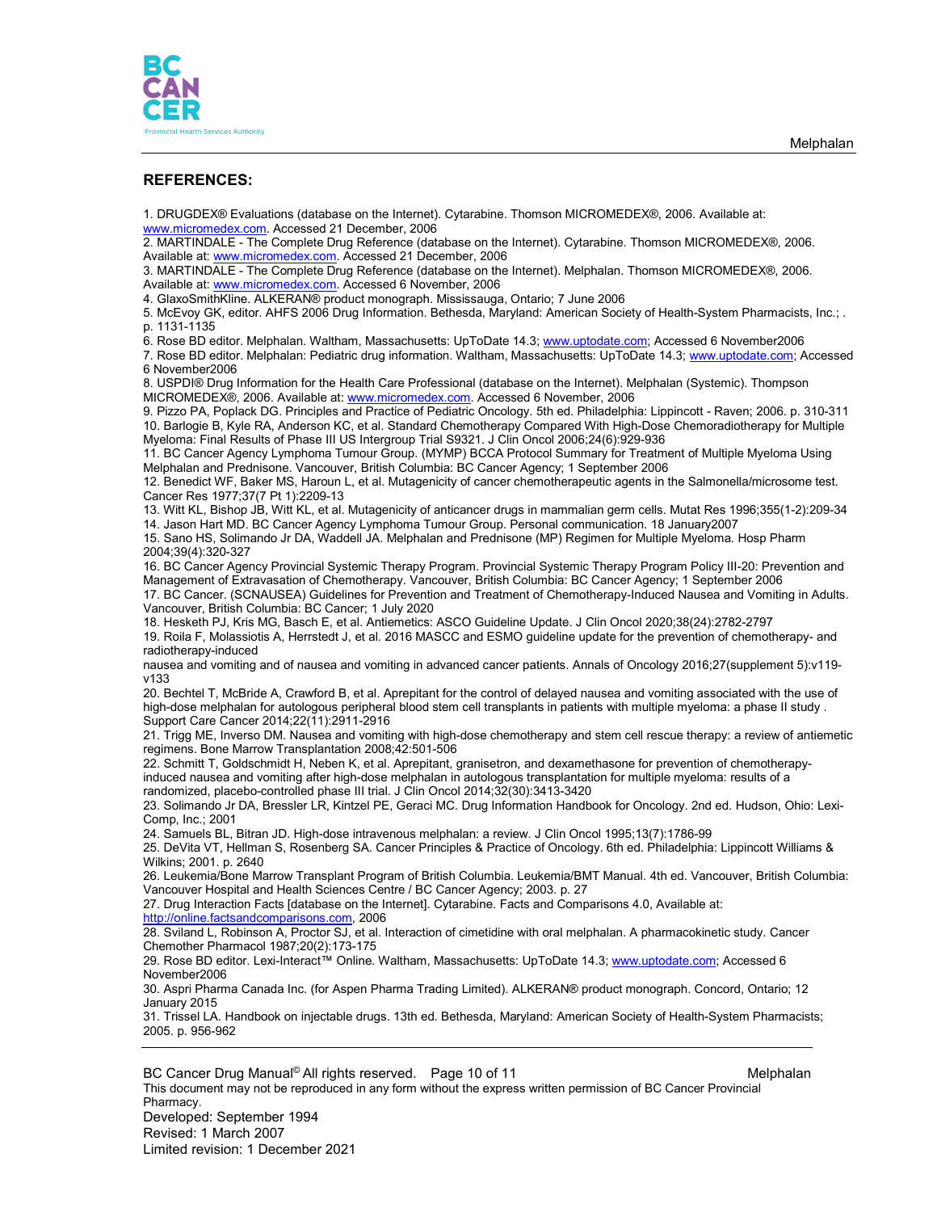## REFERENCES:

1. DRUGDEX® Evaluations (database on the Internet). Cytarabine. Thomson MICROMEDEX®, 2006. Available at: www.micromedex.com. Accessed 21 December, 2006
2. MARTINDALE - The Complete Drug Reference (database on the Internet). Cytarabine. Thomson MICROMEDEX®, 2006. Available at: www.micromedex.com. Accessed 21 December, 2006
3. MARTINDALE - The Complete Drug Reference (database on the Internet). Melphalan. Thomson MICROMEDEX®, 2006. Available at: www.micromedex.com. Accessed 6 November, 2006
4. GlaxoSmithKline. ALKERAN® product monograph. Mississauga, Ontario; 7 June 2006
5. McEvoy GK, editor. AHFS 2006 Drug Information. Bethesda, Maryland: American Society of Health-System Pharmacists, Inc.; . p. 1131-1135
6. Rose BD editor. Melphalan. Waltham, Massachusetts: UpToDate 14.3; www.uptodate.com; Accessed 6 November2006
7. Rose BD editor. Melphalan: Pediatric drug information. Waltham, Massachusetts: UpToDate 14.3; www.uptodate.com; Accessed 6 November2006
8. USPDI® Drug Information for the Health Care Professional (database on the Internet). Melphalan (Systemic). Thompson MICROMEDEX®, 2006. Available at: www.micromedex.com. Accessed 6 November, 2006
9. Pizzo PA, Poplack DG. Principles and Practice of Pediatric Oncology. 5th ed. Philadelphia: Lippincott - Raven; 2006. p. 310-311
10. Barlogie B, Kyle RA, Anderson KC, et al. Standard Chemotherapy Compared With High-Dose Chemoradiotherapy for Multiple Myeloma: Final Results of Phase III US Intergroup Trial S9321. J Clin Oncol 2006;24(6):929-936
11. BC Cancer Agency Lymphoma Tumour Group. (MYMP) BCCA Protocol Summary for Treatment of Multiple Myeloma Using Melphalan and Prednisone. Vancouver, British Columbia: BC Cancer Agency; 1 September 2006
12. Benedict WF, Baker MS, Haroun L, et al. Mutagenicity of cancer chemotherapeutic agents in the Salmonella/microsome test. Cancer Res 1977;37(7 Pt 1):2209-13
13. Witt KL, Bishop JB, Witt KL, et al. Mutagenicity of anticancer drugs in mammalian germ cells. Mutat Res 1996;355(1-2):209-34
14. Jason Hart MD. BC Cancer Agency Lymphoma Tumour Group. Personal communication. 18 January2007
15. Sano HS, Solimando Jr DA, Waddell JA. Melphalan and Prednisone (MP) Regimen for Multiple Myeloma. Hosp Pharm 2004;39(4):320-327
16. BC Cancer Agency Provincial Systemic Therapy Program. Provincial Systemic Therapy Program Policy III-20: Prevention and Management of Extravasation of Chemotherapy. Vancouver, British Columbia: BC Cancer Agency; 1 September 2006
17. BC Cancer. (SCNAUSEA) Guidelines for Prevention and Treatment of Chemotherapy-Induced Nausea and Vomiting in Adults. Vancouver, British Columbia: BC Cancer; 1 July 2020
18. Hesketh PJ, Kris MG, Basch E, et al. Antiemetics: ASCO Guideline Update. J Clin Oncol 2020;38(24):2782-2797
19. Roila F, Molassiotis A, Herrstedt J, et al. 2016 MASCC and ESMO guideline update for the prevention of chemotherapy- and radiotherapy-induced nausea and vomiting and of nausea and vomiting in advanced cancer patients. Annals of Oncology 2016;27(supplement 5):v119-v133
20. Bechtel T, McBride A, Crawford B, et al. Aprepitant for the control of delayed nausea and vomiting associated with the use of high-dose melphalan for autologous peripheral blood stem cell transplants in patients with multiple myeloma: a phase II study . Support Care Cancer 2014;22(11):2911-2916
21. Trigg ME, Inverso DM. Nausea and vomiting with high-dose chemotherapy and stem cell rescue therapy: a review of antiemetic regimens. Bone Marrow Transplantation 2008;42:501-506
22. Schmitt T, Goldschmidt H, Neben K, et al. Aprepitant, granisetron, and dexamethasone for prevention of chemotherapy-induced nausea and vomiting after high-dose melphalan in autologous transplantation for multiple myeloma: results of a randomized, placebo-controlled phase III trial. J Clin Oncol 2014;32(30):3413-3420
23. Solimando Jr DA, Bressler LR, Kintzel PE, Geraci MC. Drug Information Handbook for Oncology. 2nd ed. Hudson, Ohio: Lexi-Comp, Inc.; 2001
24. Samuels BL, Bitran JD. High-dose intravenous melphalan: a review. J Clin Oncol 1995;13(7):1786-99
25. DeVita VT, Hellman S, Rosenberg SA. Cancer Principles & Practice of Oncology. 6th ed. Philadelphia: Lippincott Williams & Wilkins; 2001. p. 2640
26. Leukemia/Bone Marrow Transplant Program of British Columbia. Leukemia/BMT Manual. 4th ed. Vancouver, British Columbia: Vancouver Hospital and Health Sciences Centre / BC Cancer Agency; 2003. p. 27
27. Drug Interaction Facts [database on the Internet]. Cytarabine. Facts and Comparisons 4.0, Available at: http://online.factsandcomparisons.com, 2006
28. Sviland L, Robinson A, Proctor SJ, et al. Interaction of cimetidine with oral melphalan. A pharmacokinetic study. Cancer Chemother Pharmacol 1987;20(2):173-175
29. Rose BD editor. Lexi-Interact™ Online. Waltham, Massachusetts: UpToDate 14.3; www.uptodate.com; Accessed 6 November2006
30. Aspri Pharma Canada Inc. (for Aspen Pharma Trading Limited). ALKERAN® product monograph. Concord, Ontario; 12 January 2015
31. Trissel LA. Handbook on injectable drugs. 13th ed. Bethesda, Maryland: American Society of Health-System Pharmacists; 2005. p. 956-962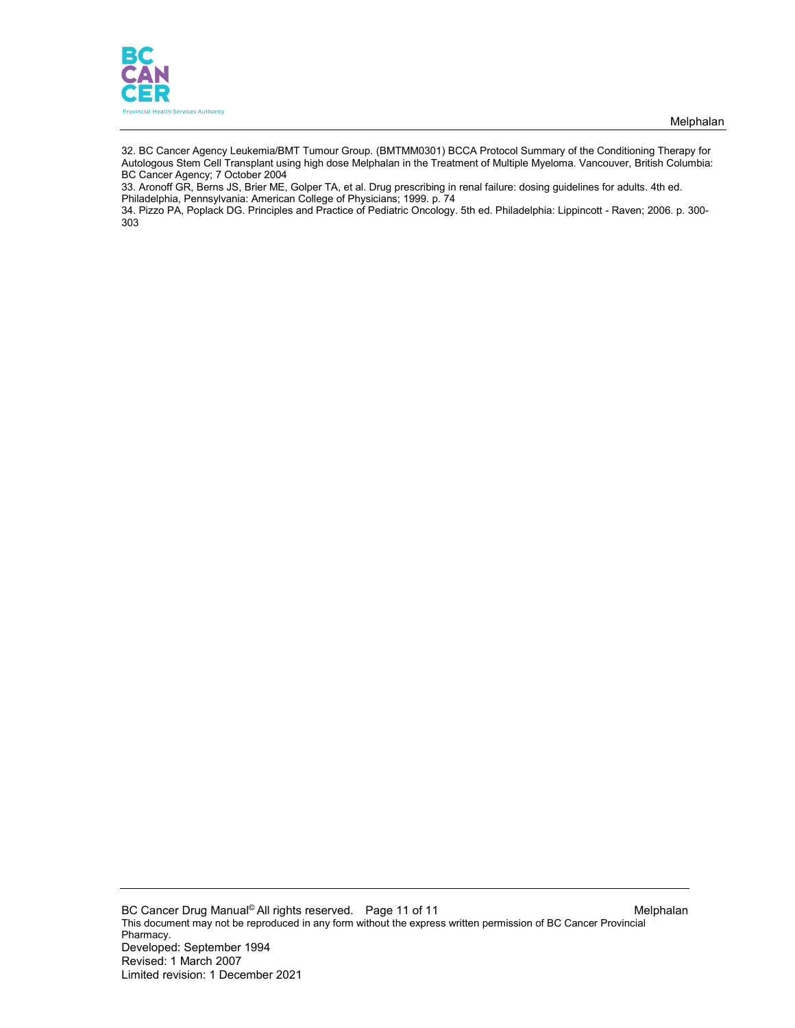32. BC Cancer Agency Leukemia/BMT Tumour Group. (BMTMM0301) BCCA Protocol Summary of the Conditioning Therapy for Autologous Stem Cell Transplant using high dose Melphalan in the Treatment of Multiple Myeloma. Vancouver, British Columbia: BC Cancer Agency; 7 October 2004

33. Aronoff GR, Berns JS, Brier ME, Golper TA, et al. Drug prescribing in renal failure: dosing guidelines for adults. 4th ed. Philadelphia, Pennsylvania: American College of Physicians; 1999. p. 74

34. Pizzo PA, Poplack DG. Principles and Practice of Pediatric Oncology. 5th ed. Philadelphia: Lippincott - Raven; 2006. p. 300-303